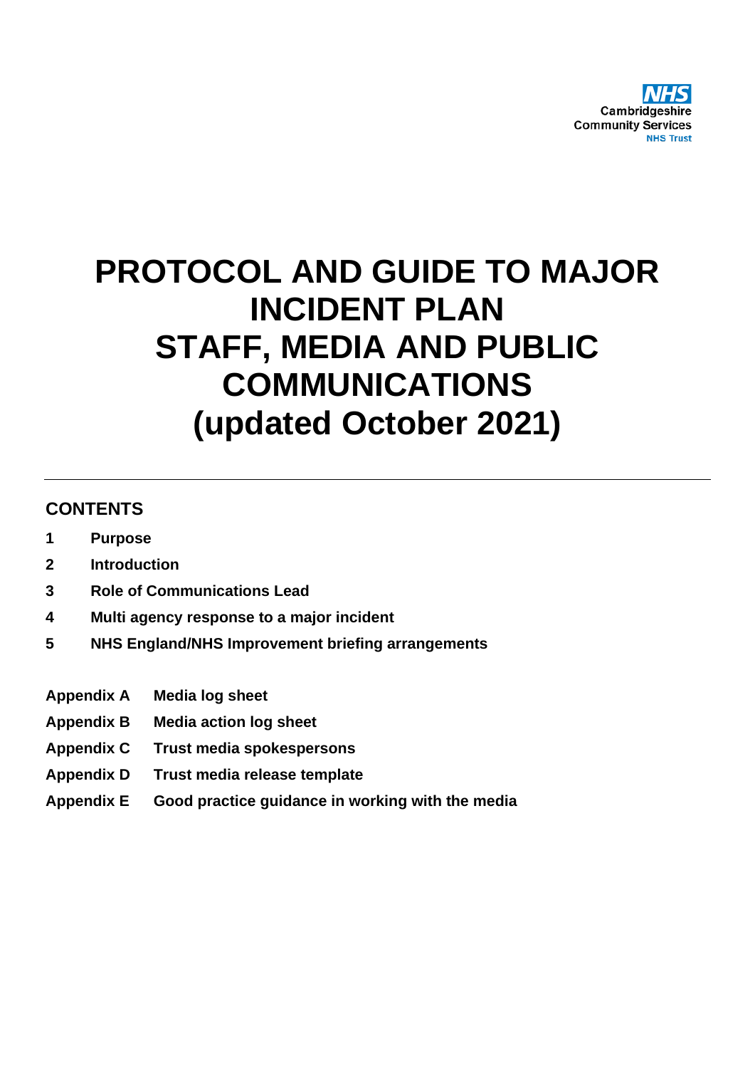NHS
Cambridgeshire
Community Services
NHS Trust

# PROTOCOL AND GUIDE TO MAJOR INCIDENT PLAN STAFF, MEDIA AND PUBLIC COMMUNICATIONS (updated October 2021)

## CONTENTS

**1 Purpose**

**2 Introduction**

**3 Role of Communications Lead**

**4 Multi agency response to a major incident**

**5 NHS England/NHS Improvement briefing arrangements**

**Appendix A Media log sheet**

**Appendix B Media action log sheet**

**Appendix C Trust media spokespersons**

**Appendix D Trust media release template**

**Appendix E Good practice guidance in working with the media**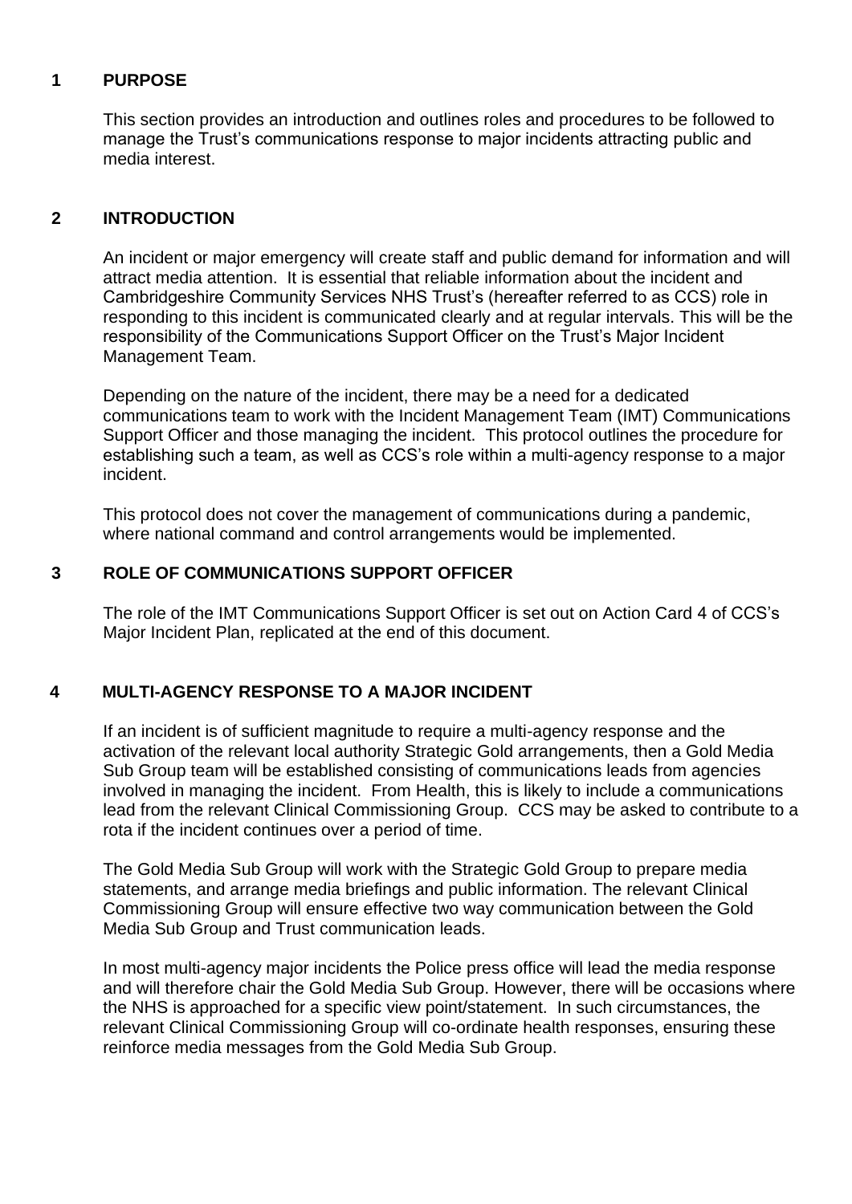## 1 PURPOSE

This section provides an introduction and outlines roles and procedures to be followed to manage the Trust's communications response to major incidents attracting public and media interest.

## 2 INTRODUCTION

An incident or major emergency will create staff and public demand for information and will attract media attention. It is essential that reliable information about the incident and Cambridgeshire Community Services NHS Trust's (hereafter referred to as CCS) role in responding to this incident is communicated clearly and at regular intervals. This will be the responsibility of the Communications Support Officer on the Trust's Major Incident Management Team.

Depending on the nature of the incident, there may be a need for a dedicated communications team to work with the Incident Management Team (IMT) Communications Support Officer and those managing the incident. This protocol outlines the procedure for establishing such a team, as well as CCS's role within a multi-agency response to a major incident.

This protocol does not cover the management of communications during a pandemic, where national command and control arrangements would be implemented.

## 3 ROLE OF COMMUNICATIONS SUPPORT OFFICER

The role of the IMT Communications Support Officer is set out on Action Card 4 of CCS's Major Incident Plan, replicated at the end of this document.

## 4 MULTI-AGENCY RESPONSE TO A MAJOR INCIDENT

If an incident is of sufficient magnitude to require a multi-agency response and the activation of the relevant local authority Strategic Gold arrangements, then a Gold Media Sub Group team will be established consisting of communications leads from agencies involved in managing the incident. From Health, this is likely to include a communications lead from the relevant Clinical Commissioning Group. CCS may be asked to contribute to a rota if the incident continues over a period of time.

The Gold Media Sub Group will work with the Strategic Gold Group to prepare media statements, and arrange media briefings and public information. The relevant Clinical Commissioning Group will ensure effective two way communication between the Gold Media Sub Group and Trust communication leads.

In most multi-agency major incidents the Police press office will lead the media response and will therefore chair the Gold Media Sub Group. However, there will be occasions where the NHS is approached for a specific view point/statement. In such circumstances, the relevant Clinical Commissioning Group will co-ordinate health responses, ensuring these reinforce media messages from the Gold Media Sub Group.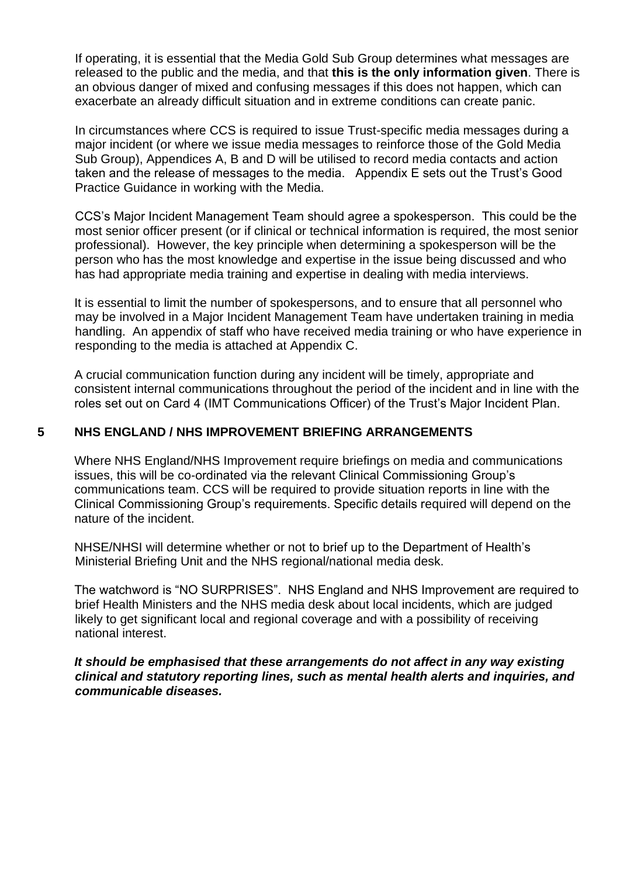If operating, it is essential that the Media Gold Sub Group determines what messages are released to the public and the media, and that **this is the only information given**. There is an obvious danger of mixed and confusing messages if this does not happen, which can exacerbate an already difficult situation and in extreme conditions can create panic.

In circumstances where CCS is required to issue Trust-specific media messages during a major incident (or where we issue media messages to reinforce those of the Gold Media Sub Group), Appendices A, B and D will be utilised to record media contacts and action taken and the release of messages to the media. Appendix E sets out the Trust's Good Practice Guidance in working with the Media.

CCS's Major Incident Management Team should agree a spokesperson. This could be the most senior officer present (or if clinical or technical information is required, the most senior professional). However, the key principle when determining a spokesperson will be the person who has the most knowledge and expertise in the issue being discussed and who has had appropriate media training and expertise in dealing with media interviews.

It is essential to limit the number of spokespersons, and to ensure that all personnel who may be involved in a Major Incident Management Team have undertaken training in media handling. An appendix of staff who have received media training or who have experience in responding to the media is attached at Appendix C.

A crucial communication function during any incident will be timely, appropriate and consistent internal communications throughout the period of the incident and in line with the roles set out on Card 4 (IMT Communications Officer) of the Trust's Major Incident Plan.

## 5 NHS ENGLAND / NHS IMPROVEMENT BRIEFING ARRANGEMENTS

Where NHS England/NHS Improvement require briefings on media and communications issues, this will be co-ordinated via the relevant Clinical Commissioning Group's communications team. CCS will be required to provide situation reports in line with the Clinical Commissioning Group's requirements. Specific details required will depend on the nature of the incident.

NHSE/NHSI will determine whether or not to brief up to the Department of Health's Ministerial Briefing Unit and the NHS regional/national media desk.

The watchword is "NO SURPRISES". NHS England and NHS Improvement are required to brief Health Ministers and the NHS media desk about local incidents, which are judged likely to get significant local and regional coverage and with a possibility of receiving national interest.

***It should be emphasised that these arrangements do not affect in any way existing clinical and statutory reporting lines, such as mental health alerts and inquiries, and communicable diseases.***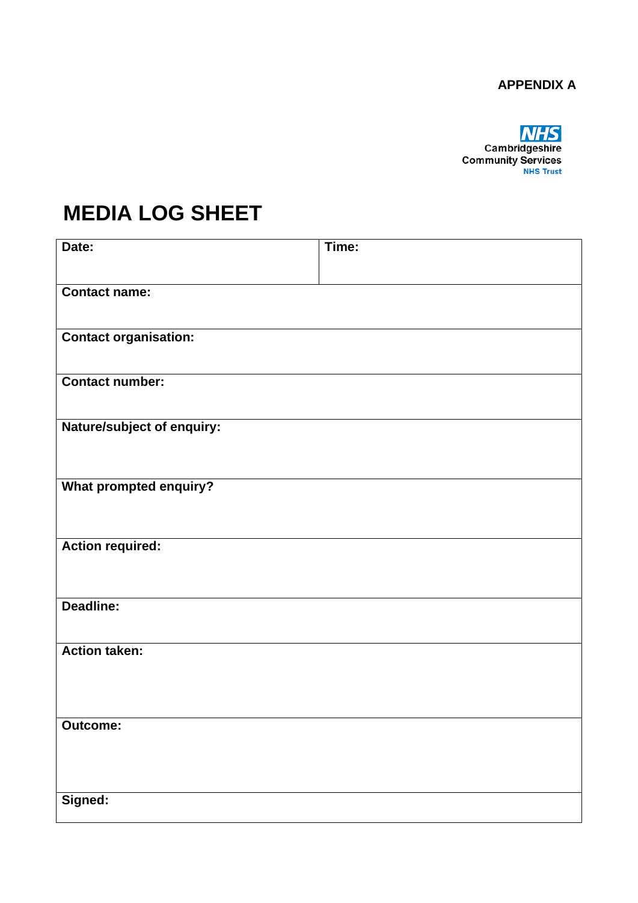APPENDIX A

NHS
Cambridgeshire
Community Services
NHS Trust

# MEDIA LOG SHEET

| **Date:** | **Time:** |
|---|---|
| **Contact name:** | |
| **Contact organisation:** | |
| **Contact number:** | |
| **Nature/subject of enquiry:** | |
| **What prompted enquiry?** | |
| **Action required:** | |
| **Deadline:** | |
| **Action taken:** | |
| **Outcome:** | |
| **Signed:** | |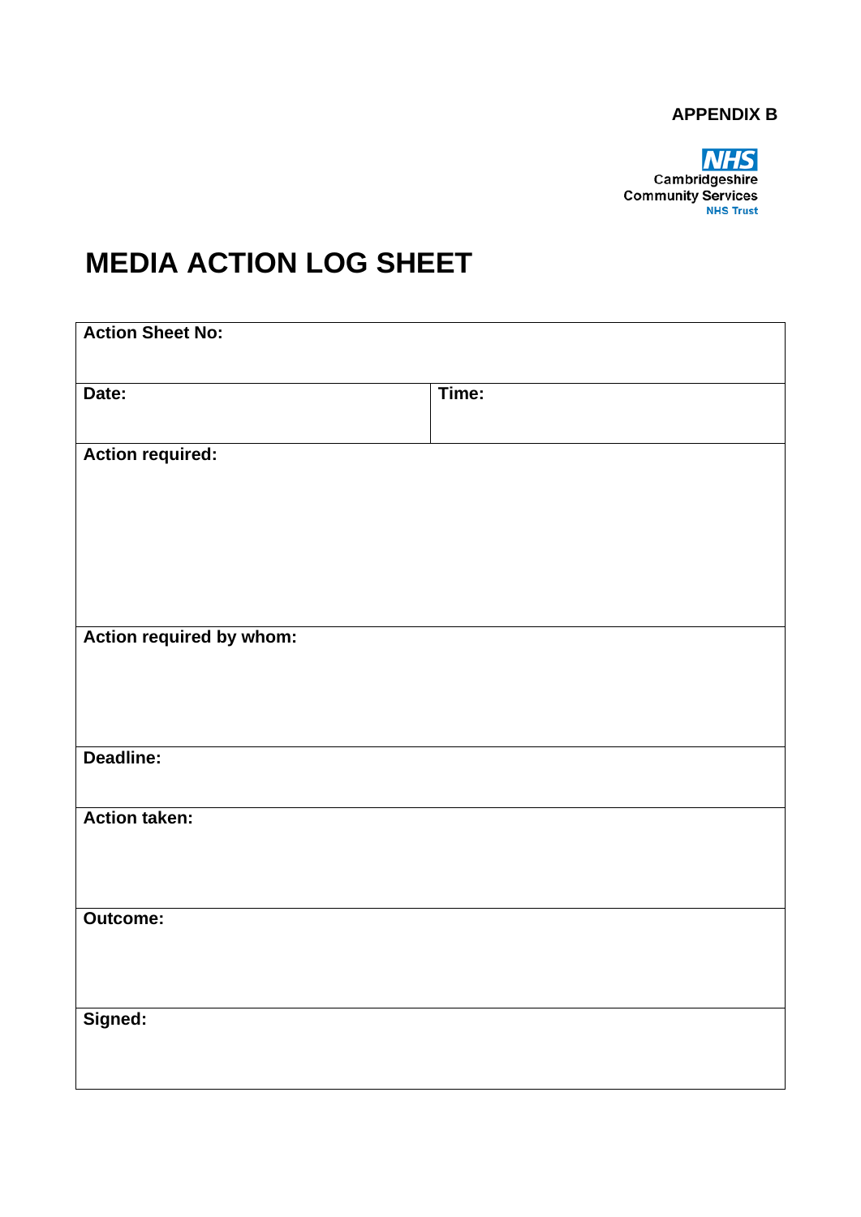**APPENDIX B**

NHS
Cambridgeshire
Community Services
NHS Trust

# MEDIA ACTION LOG SHEET

| **Action Sheet No:** | |
|---|---|
| **Date:** | **Time:** |
| **Action required:** | |
| **Action required by whom:** | |
| **Deadline:** | |
| **Action taken:** | |
| **Outcome:** | |
| **Signed:** | |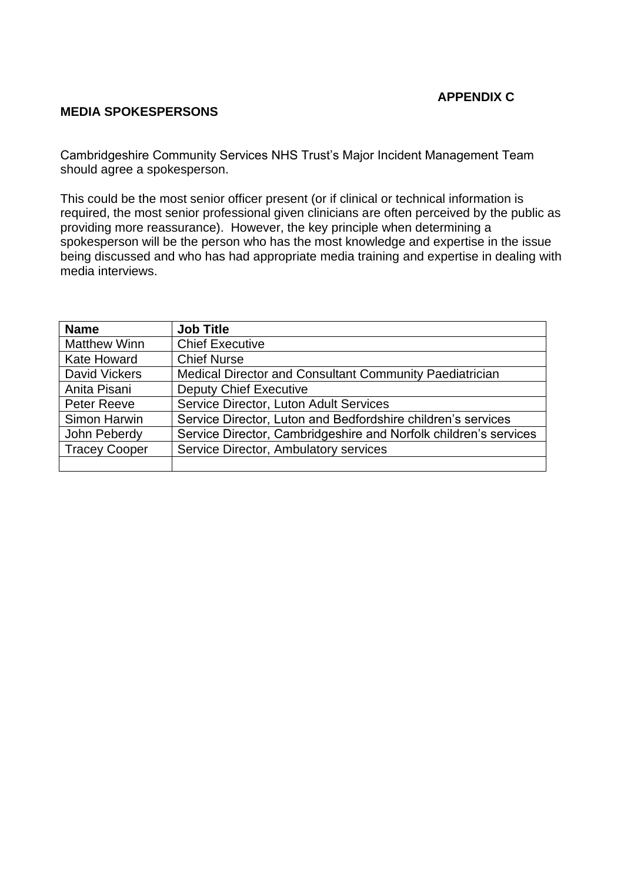**APPENDIX C**

## MEDIA SPOKESPERSONS

Cambridgeshire Community Services NHS Trust's Major Incident Management Team should agree a spokesperson.

This could be the most senior officer present (or if clinical or technical information is required, the most senior professional given clinicians are often perceived by the public as providing more reassurance). However, the key principle when determining a spokesperson will be the person who has the most knowledge and expertise in the issue being discussed and who has had appropriate media training and expertise in dealing with media interviews.

| **Name** | **Job Title** |
|---|---|
| Matthew Winn | Chief Executive |
| Kate Howard | Chief Nurse |
| David Vickers | Medical Director and Consultant Community Paediatrician |
| Anita Pisani | Deputy Chief Executive |
| Peter Reeve | Service Director, Luton Adult Services |
| Simon Harwin | Service Director, Luton and Bedfordshire children's services |
| John Peberdy | Service Director, Cambridgeshire and Norfolk children's services |
| Tracey Cooper | Service Director, Ambulatory services |
| | |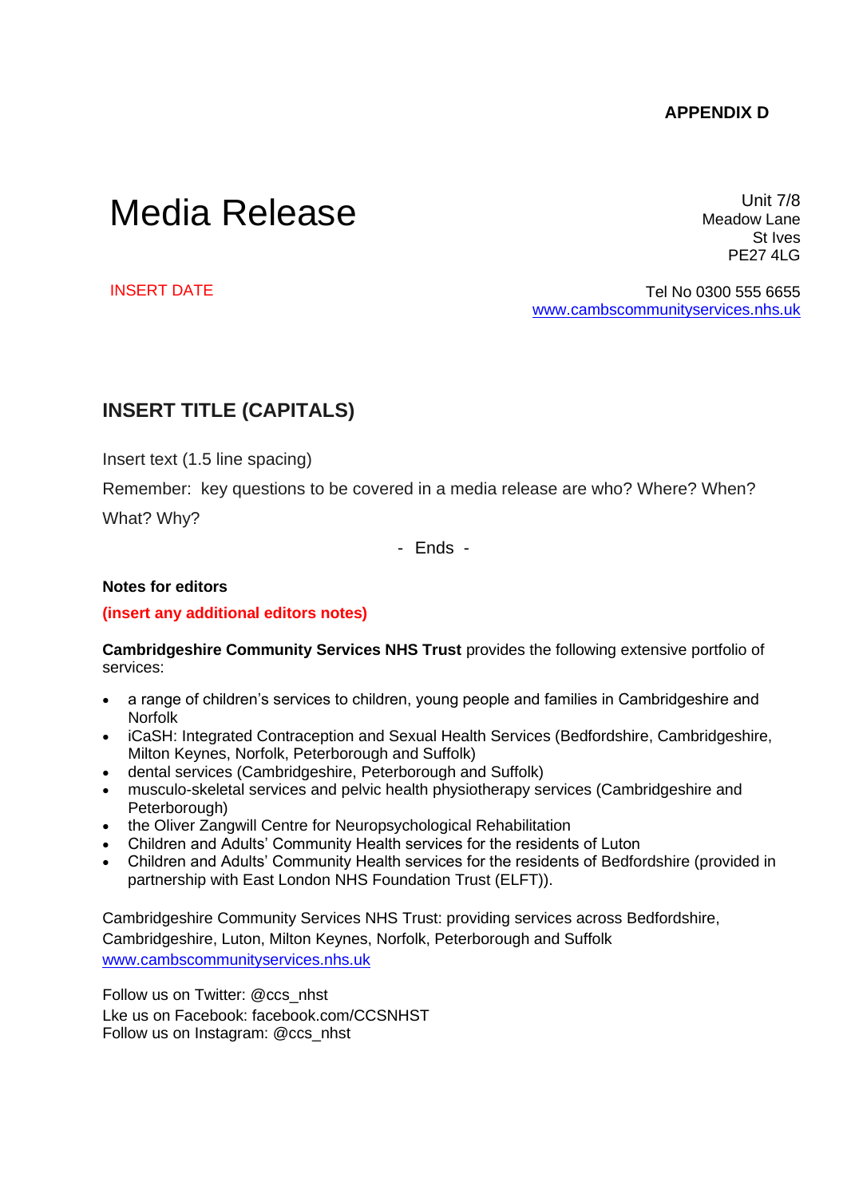**APPENDIX D**

# Media Release

Unit 7/8
Meadow Lane
St Ives
PE27 4LG

INSERT DATE

Tel No 0300 555 6655
www.cambscommunityservices.nhs.uk

## INSERT TITLE (CAPITALS)

Insert text (1.5 line spacing)

Remember: key questions to be covered in a media release are who? Where? When? What? Why?

- Ends -

**Notes for editors**

**(insert any additional editors notes)**

**Cambridgeshire Community Services NHS Trust** provides the following extensive portfolio of services:

- a range of children's services to children, young people and families in Cambridgeshire and Norfolk
- iCaSH: Integrated Contraception and Sexual Health Services (Bedfordshire, Cambridgeshire, Milton Keynes, Norfolk, Peterborough and Suffolk)
- dental services (Cambridgeshire, Peterborough and Suffolk)
- musculo-skeletal services and pelvic health physiotherapy services (Cambridgeshire and Peterborough)
- the Oliver Zangwill Centre for Neuropsychological Rehabilitation
- Children and Adults' Community Health services for the residents of Luton
- Children and Adults' Community Health services for the residents of Bedfordshire (provided in partnership with East London NHS Foundation Trust (ELFT)).

Cambridgeshire Community Services NHS Trust: providing services across Bedfordshire, Cambridgeshire, Luton, Milton Keynes, Norfolk, Peterborough and Suffolk
www.cambscommunityservices.nhs.uk

Follow us on Twitter: @ccs_nhst
Lke us on Facebook: facebook.com/CCSNHST
Follow us on Instagram: @ccs_nhst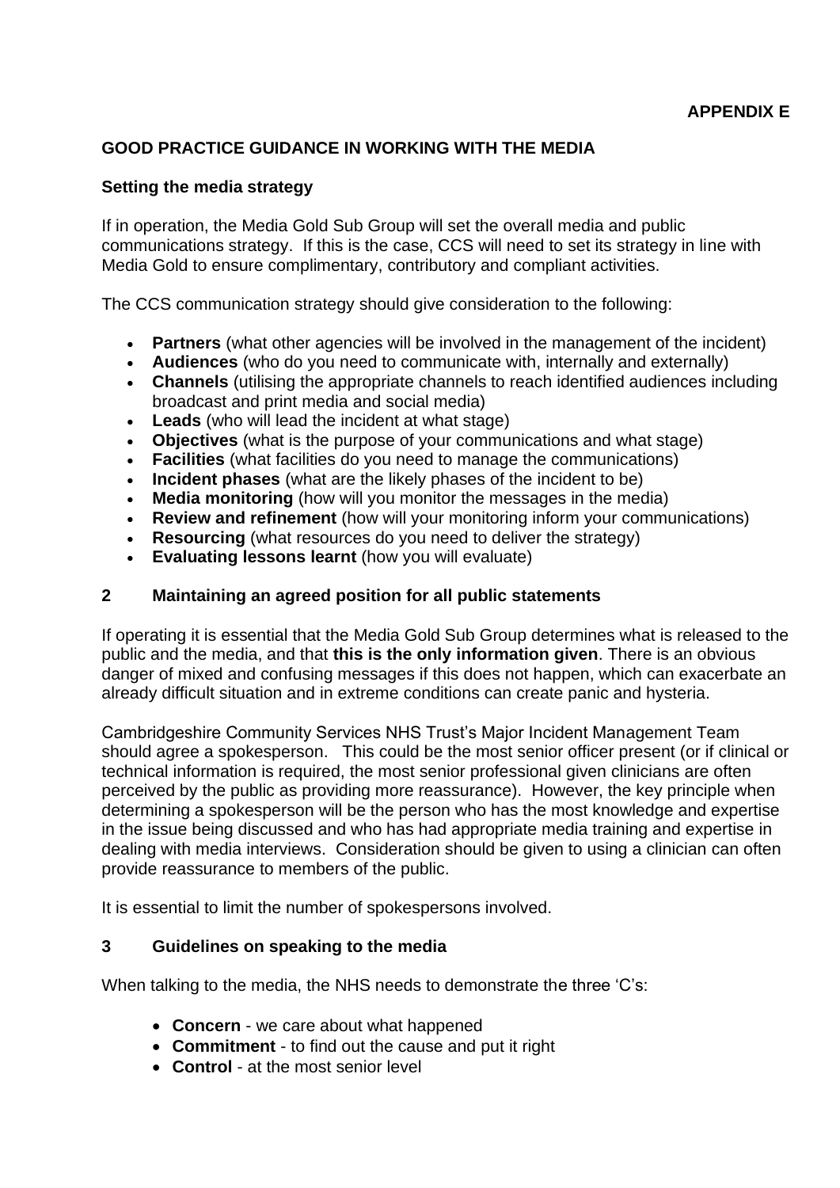**APPENDIX E**

## GOOD PRACTICE GUIDANCE IN WORKING WITH THE MEDIA

### Setting the media strategy

If in operation, the Media Gold Sub Group will set the overall media and public communications strategy. If this is the case, CCS will need to set its strategy in line with Media Gold to ensure complimentary, contributory and compliant activities.

The CCS communication strategy should give consideration to the following:

- **Partners** (what other agencies will be involved in the management of the incident)
- **Audiences** (who do you need to communicate with, internally and externally)
- **Channels** (utilising the appropriate channels to reach identified audiences including broadcast and print media and social media)
- **Leads** (who will lead the incident at what stage)
- **Objectives** (what is the purpose of your communications and what stage)
- **Facilities** (what facilities do you need to manage the communications)
- **Incident phases** (what are the likely phases of the incident to be)
- **Media monitoring** (how will you monitor the messages in the media)
- **Review and refinement** (how will your monitoring inform your communications)
- **Resourcing** (what resources do you need to deliver the strategy)
- **Evaluating lessons learnt** (how you will evaluate)

### 2 Maintaining an agreed position for all public statements

If operating it is essential that the Media Gold Sub Group determines what is released to the public and the media, and that **this is the only information given**. There is an obvious danger of mixed and confusing messages if this does not happen, which can exacerbate an already difficult situation and in extreme conditions can create panic and hysteria.

Cambridgeshire Community Services NHS Trust's Major Incident Management Team should agree a spokesperson. This could be the most senior officer present (or if clinical or technical information is required, the most senior professional given clinicians are often perceived by the public as providing more reassurance). However, the key principle when determining a spokesperson will be the person who has the most knowledge and expertise in the issue being discussed and who has had appropriate media training and expertise in dealing with media interviews. Consideration should be given to using a clinician can often provide reassurance to members of the public.

It is essential to limit the number of spokespersons involved.

### 3 Guidelines on speaking to the media

When talking to the media, the NHS needs to demonstrate the three 'C's:

- **Concern** - we care about what happened
- **Commitment** - to find out the cause and put it right
- **Control** - at the most senior level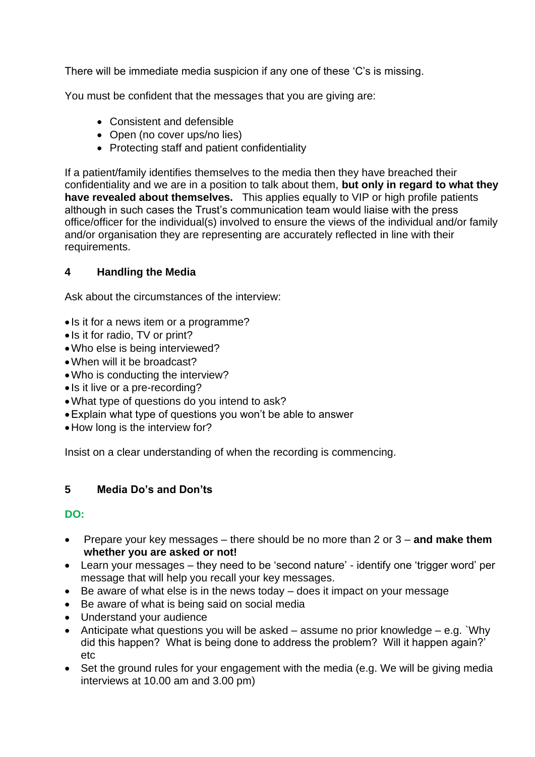There will be immediate media suspicion if any one of these 'C's is missing.

You must be confident that the messages that you are giving are:

- Consistent and defensible
- Open (no cover ups/no lies)
- Protecting staff and patient confidentiality

If a patient/family identifies themselves to the media then they have breached their confidentiality and we are in a position to talk about them, **but only in regard to what they have revealed about themselves.** This applies equally to VIP or high profile patients although in such cases the Trust's communication team would liaise with the press office/officer for the individual(s) involved to ensure the views of the individual and/or family and/or organisation they are representing are accurately reflected in line with their requirements.

## 4 Handling the Media

Ask about the circumstances of the interview:

- Is it for a news item or a programme?
- Is it for radio, TV or print?
- Who else is being interviewed?
- When will it be broadcast?
- Who is conducting the interview?
- Is it live or a pre-recording?
- What type of questions do you intend to ask?
- Explain what type of questions you won't be able to answer
- How long is the interview for?

Insist on a clear understanding of when the recording is commencing.

## 5 Media Do's and Don'ts

**DO:**

- Prepare your key messages – there should be no more than 2 or 3 – **and make them whether you are asked or not!**
- Learn your messages – they need to be 'second nature' - identify one 'trigger word' per message that will help you recall your key messages.
- Be aware of what else is in the news today – does it impact on your message
- Be aware of what is being said on social media
- Understand your audience
- Anticipate what questions you will be asked – assume no prior knowledge – e.g. `Why did this happen? What is being done to address the problem? Will it happen again?' etc
- Set the ground rules for your engagement with the media (e.g. We will be giving media interviews at 10.00 am and 3.00 pm)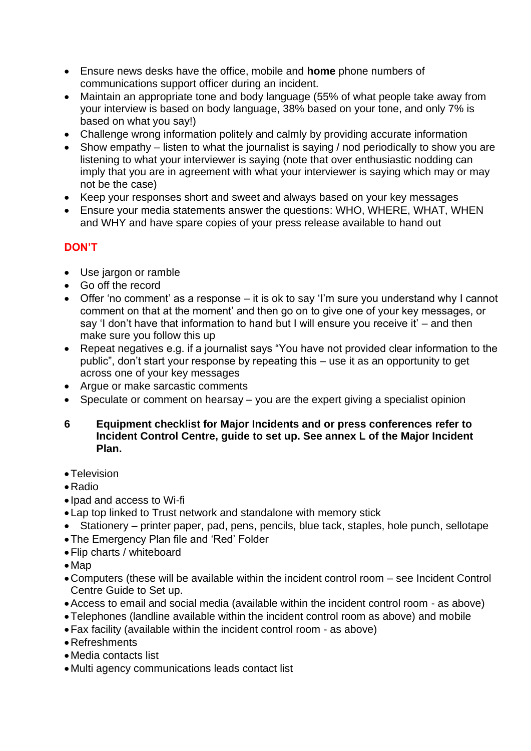- Ensure news desks have the office, mobile and **home** phone numbers of communications support officer during an incident.
- Maintain an appropriate tone and body language (55% of what people take away from your interview is based on body language, 38% based on your tone, and only 7% is based on what you say!)
- Challenge wrong information politely and calmly by providing accurate information
- Show empathy – listen to what the journalist is saying / nod periodically to show you are listening to what your interviewer is saying (note that over enthusiastic nodding can imply that you are in agreement with what your interviewer is saying which may or may not be the case)
- Keep your responses short and sweet and always based on your key messages
- Ensure your media statements answer the questions: WHO, WHERE, WHAT, WHEN and WHY and have spare copies of your press release available to hand out

**DON'T**

- Use jargon or ramble
- Go off the record
- Offer 'no comment' as a response – it is ok to say 'I'm sure you understand why I cannot comment on that at the moment' and then go on to give one of your key messages, or say 'I don't have that information to hand but I will ensure you receive it' – and then make sure you follow this up
- Repeat negatives e.g. if a journalist says "You have not provided clear information to the public", don't start your response by repeating this – use it as an opportunity to get across one of your key messages
- Argue or make sarcastic comments
- Speculate or comment on hearsay – you are the expert giving a specialist opinion

## 6 Equipment checklist for Major Incidents and or press conferences refer to Incident Control Centre, guide to set up. See annex L of the Major Incident Plan.

- Television
- Radio
- Ipad and access to Wi-fi
- Lap top linked to Trust network and standalone with memory stick
- Stationery – printer paper, pad, pens, pencils, blue tack, staples, hole punch, sellotape
- The Emergency Plan file and 'Red' Folder
- Flip charts / whiteboard
- Map
- Computers (these will be available within the incident control room – see Incident Control Centre Guide to Set up.
- Access to email and social media (available within the incident control room - as above)
- Telephones (landline available within the incident control room as above) and mobile
- Fax facility (available within the incident control room - as above)
- Refreshments
- Media contacts list
- Multi agency communications leads contact list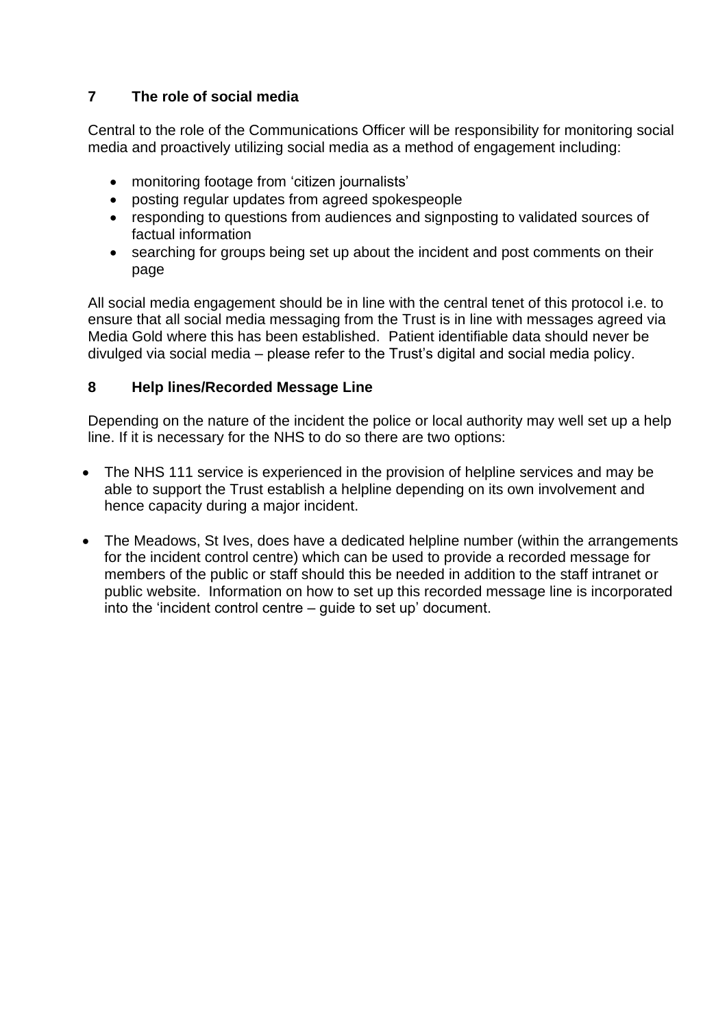## 7 The role of social media

Central to the role of the Communications Officer will be responsibility for monitoring social media and proactively utilizing social media as a method of engagement including:

- monitoring footage from 'citizen journalists'
- posting regular updates from agreed spokespeople
- responding to questions from audiences and signposting to validated sources of factual information
- searching for groups being set up about the incident and post comments on their page

All social media engagement should be in line with the central tenet of this protocol i.e. to ensure that all social media messaging from the Trust is in line with messages agreed via Media Gold where this has been established. Patient identifiable data should never be divulged via social media – please refer to the Trust's digital and social media policy.

## 8 Help lines/Recorded Message Line

Depending on the nature of the incident the police or local authority may well set up a help line. If it is necessary for the NHS to do so there are two options:

- The NHS 111 service is experienced in the provision of helpline services and may be able to support the Trust establish a helpline depending on its own involvement and hence capacity during a major incident.

- The Meadows, St Ives, does have a dedicated helpline number (within the arrangements for the incident control centre) which can be used to provide a recorded message for members of the public or staff should this be needed in addition to the staff intranet or public website. Information on how to set up this recorded message line is incorporated into the 'incident control centre – guide to set up' document.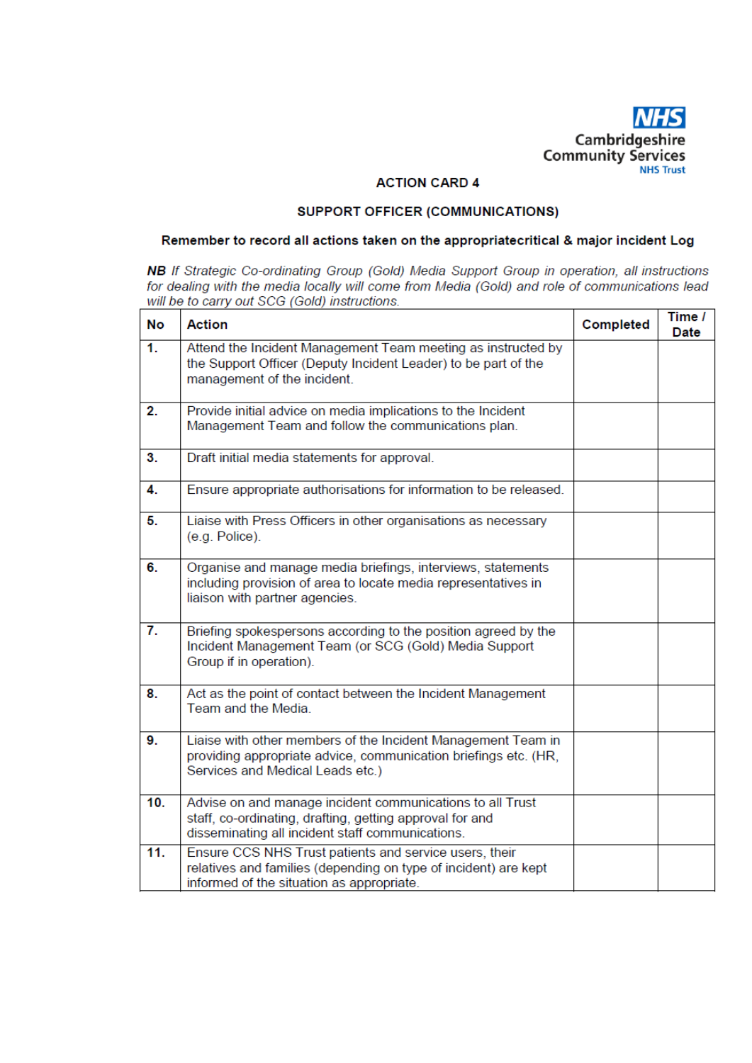NHS
Cambridgeshire
Community Services
NHS Trust

## ACTION CARD 4

## SUPPORT OFFICER (COMMUNICATIONS)

**Remember to record all actions taken on the appropriatecritical & major incident Log**

***NB*** *If Strategic Co-ordinating Group (Gold) Media Support Group in operation, all instructions for dealing with the media locally will come from Media (Gold) and role of communications lead will be to carry out SCG (Gold) instructions.*

| No | Action | Completed | Time / Date |
|---|---|---|---|
| **1.** | Attend the Incident Management Team meeting as instructed by the Support Officer (Deputy Incident Leader) to be part of the management of the incident. | | |
| **2.** | Provide initial advice on media implications to the Incident Management Team and follow the communications plan. | | |
| **3.** | Draft initial media statements for approval. | | |
| **4.** | Ensure appropriate authorisations for information to be released. | | |
| **5.** | Liaise with Press Officers in other organisations as necessary (e.g. Police). | | |
| **6.** | Organise and manage media briefings, interviews, statements including provision of area to locate media representatives in liaison with partner agencies. | | |
| **7.** | Briefing spokespersons according to the position agreed by the Incident Management Team (or SCG (Gold) Media Support Group if in operation). | | |
| **8.** | Act as the point of contact between the Incident Management Team and the Media. | | |
| **9.** | Liaise with other members of the Incident Management Team in providing appropriate advice, communication briefings etc. (HR, Services and Medical Leads etc.) | | |
| **10.** | Advise on and manage incident communications to all Trust staff, co-ordinating, drafting, getting approval for and disseminating all incident staff communications. | | |
| **11.** | Ensure CCS NHS Trust patients and service users, their relatives and families (depending on type of incident) are kept informed of the situation as appropriate. | | |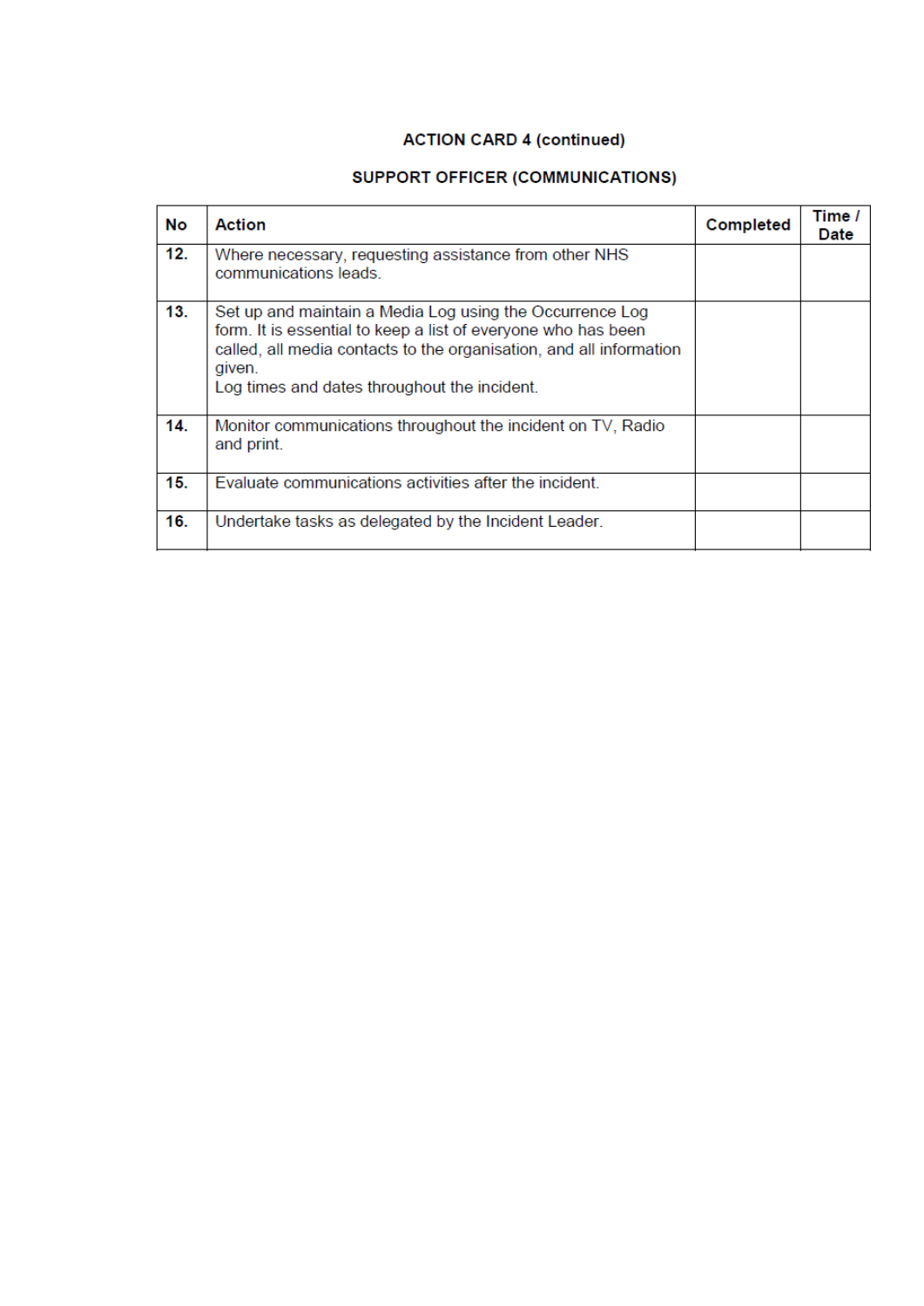## ACTION CARD 4 (continued)

### SUPPORT OFFICER (COMMUNICATIONS)

| No | Action | Completed | Time / Date |
|---|---|---|---|
| 12. | Where necessary, requesting assistance from other NHS communications leads. | | |
| 13. | Set up and maintain a Media Log using the Occurrence Log form. It is essential to keep a list of everyone who has been called, all media contacts to the organisation, and all information given.<br>Log times and dates throughout the incident. | | |
| 14. | Monitor communications throughout the incident on TV, Radio and print. | | |
| 15. | Evaluate communications activities after the incident. | | |
| 16. | Undertake tasks as delegated by the Incident Leader. | | |